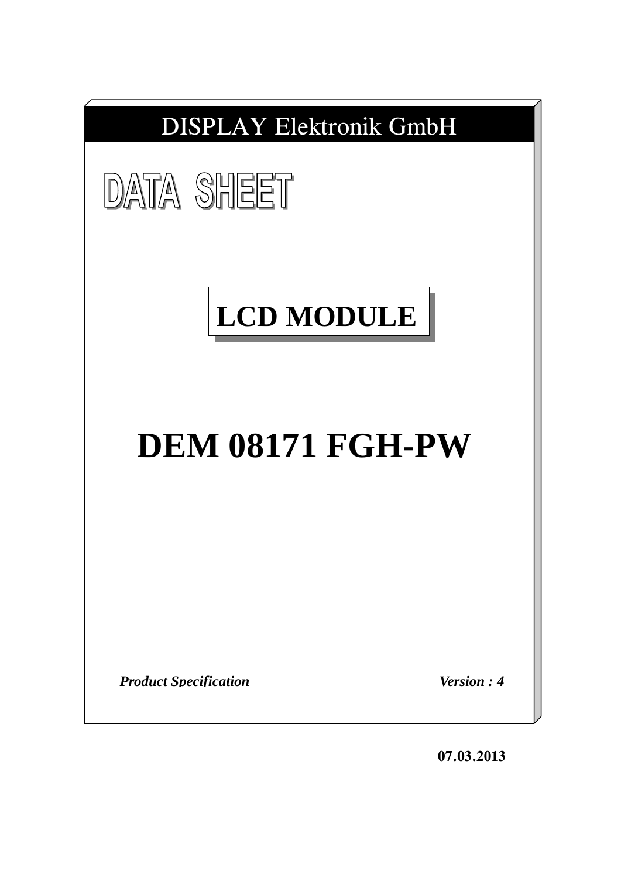DISPLAY Elektronik GmbH

# DATA SHEET

## LCD MODULE

# DEM 08171 FGH-PW

***Product Specification*** ***Version : 4***

**07.03.2013**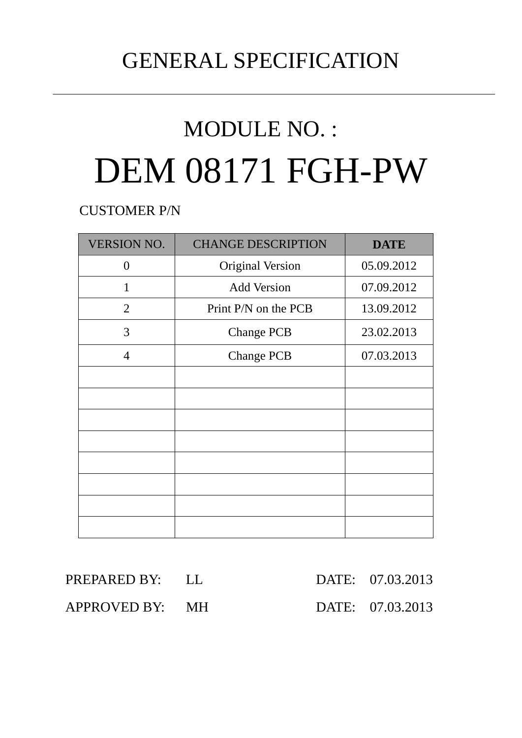# GENERAL SPECIFICATION

---

## MODULE NO. :

# DEM 08171 FGH-PW

CUSTOMER P/N

| VERSION NO. | CHANGE DESCRIPTION | DATE |
|---|---|---|
| 0 | Original Version | 05.09.2012 |
| 1 | Add Version | 07.09.2012 |
| 2 | Print P/N on the PCB | 13.09.2012 |
| 3 | Change PCB | 23.02.2013 |
| 4 | Change PCB | 07.03.2013 |
| | | |
| | | |
| | | |
| | | |
| | | |
| | | |
| | | |
| | | |

PREPARED BY: LL DATE: 07.03.2013

APPROVED BY: MH DATE: 07.03.2013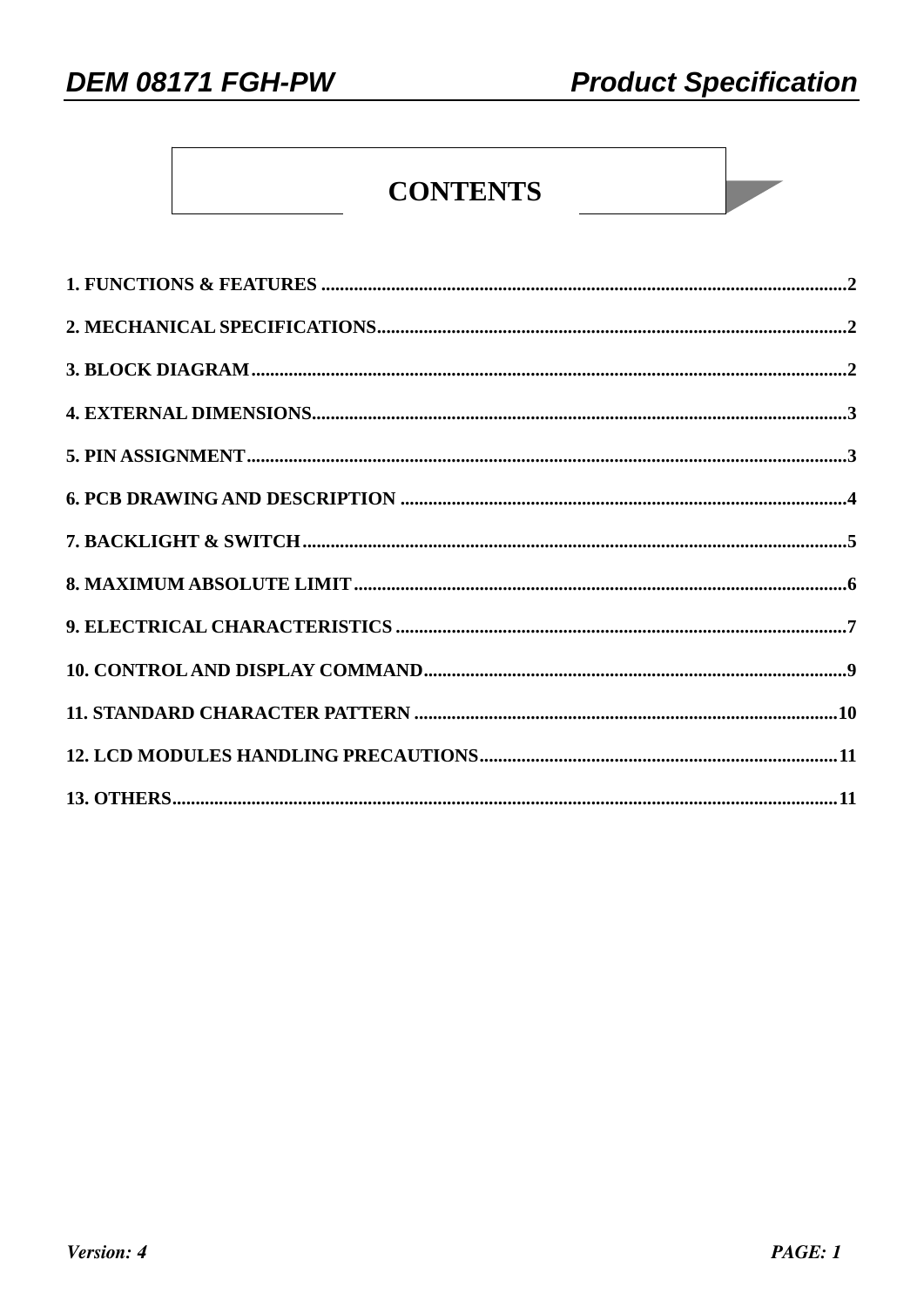# CONTENTS

1. FUNCTIONS & FEATURES ....................................................................................................2

2. MECHANICAL SPECIFICATIONS........................................................................................2

3. BLOCK DIAGRAM..................................................................................................................2

4. EXTERNAL DIMENSIONS.....................................................................................................3

5. PIN ASSIGNMENT..................................................................................................................3

6. PCB DRAWING AND DESCRIPTION ..................................................................................4

7. BACKLIGHT & SWITCH.......................................................................................................5

8. MAXIMUM ABSOLUTE LIMIT............................................................................................6

9. ELECTRICAL CHARACTERISTICS ...................................................................................7

10. CONTROL AND DISPLAY COMMAND.............................................................................9

11. STANDARD CHARACTER PATTERN ..............................................................................10

12. LCD MODULES HANDLING PRECAUTIONS.................................................................11

13. OTHERS..................................................................................................................................11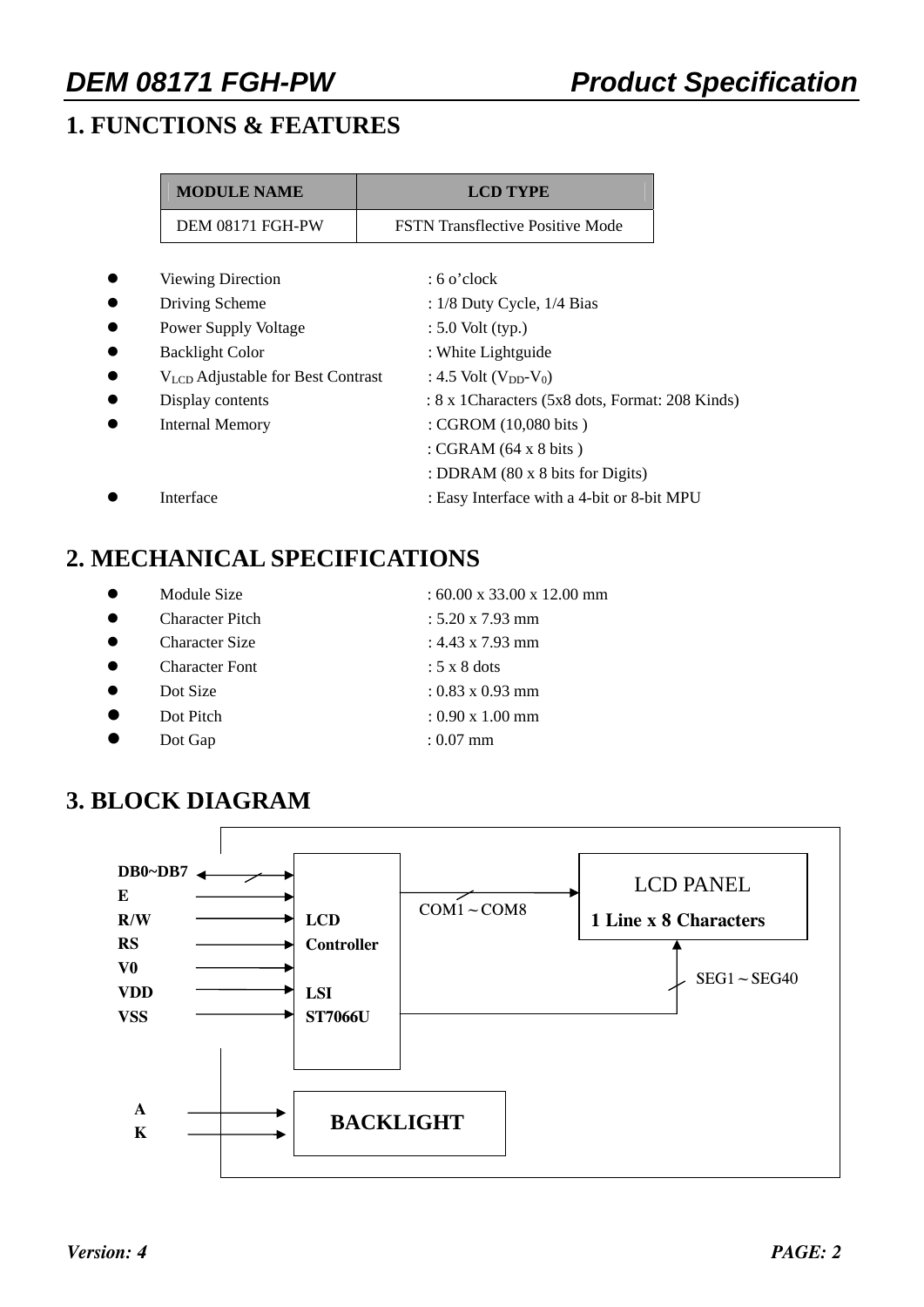# 1. FUNCTIONS & FEATURES

| MODULE NAME | LCD TYPE |
|---|---|
| DEM 08171 FGH-PW | FSTN Transflective Positive Mode |

- Viewing Direction : 6 o'clock
- Driving Scheme : 1/8 Duty Cycle, 1/4 Bias
- Power Supply Voltage : 5.0 Volt (typ.)
- Backlight Color : White Lightguide
- $V_{LCD}$ Adjustable for Best Contrast : 4.5 Volt ($V_{DD}$-$V_0$)
- Display contents : 8 x 1Characters (5x8 dots, Format: 208 Kinds)
- Internal Memory : CGROM (10,080 bits )
  : CGRAM (64 x 8 bits )
  : DDRAM (80 x 8 bits for Digits)
- Interface : Easy Interface with a 4-bit or 8-bit MPU

# 2. MECHANICAL SPECIFICATIONS

- Module Size : 60.00 x 33.00 x 12.00 mm
- Character Pitch : 5.20 x 7.93 mm
- Character Size : 4.43 x 7.93 mm
- Character Font : 5 x 8 dots
- Dot Size : 0.83 x 0.93 mm
- Dot Pitch : 0.90 x 1.00 mm
- Dot Gap : 0.07 mm

# 3. BLOCK DIAGRAM

DB0~DB7, E, R/W, RS, V0, VDD, VSS → LCD Controller LSI ST7066U

LCD Controller → COM1～COM8 → LCD PANEL (1 Line x 8 Characters)

LCD Controller → SEG1～SEG40 → LCD PANEL

A, K → BACKLIGHT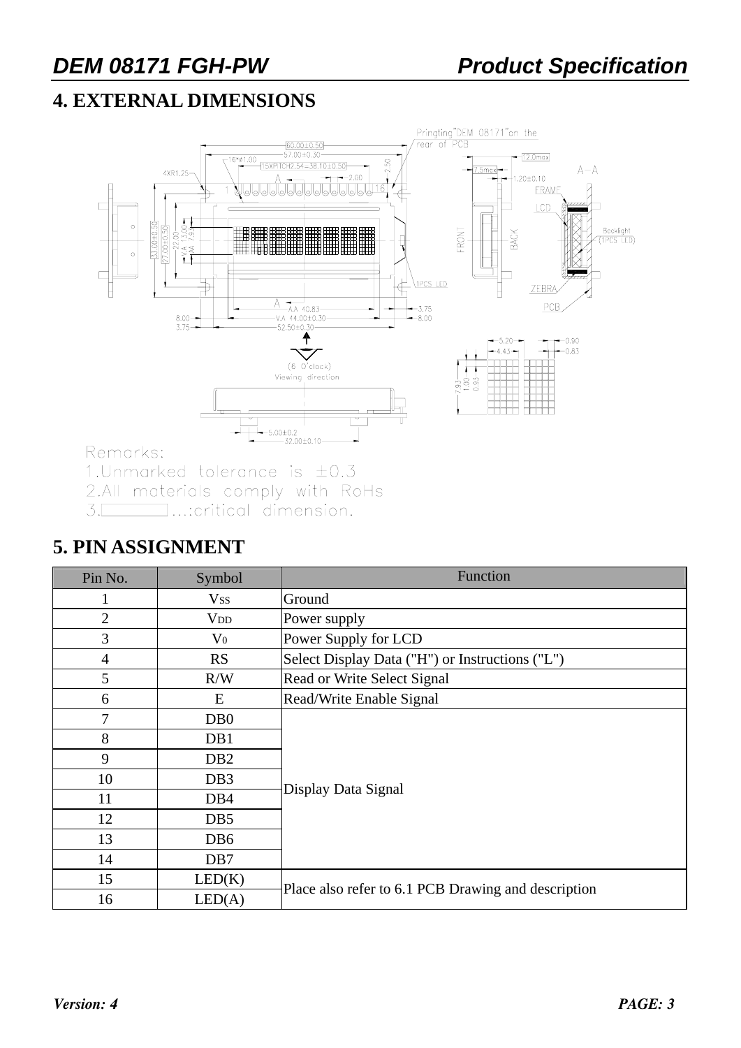## 4. EXTERNAL DIMENSIONS

Remarks:

1. Unmarked tolerance is ±0.3
2. All materials comply with RoHs
3. ▭ ...:critical dimension.

## 5. PIN ASSIGNMENT

| Pin No. | Symbol | Function |
|---|---|---|
| 1 | $V_{SS}$ | Ground |
| 2 | $V_{DD}$ | Power supply |
| 3 | $V_0$ | Power Supply for LCD |
| 4 | RS | Select Display Data ("H") or Instructions ("L") |
| 5 | R/W | Read or Write Select Signal |
| 6 | E | Read/Write Enable Signal |
| 7 | DB0 | Display Data Signal |
| 8 | DB1 | |
| 9 | DB2 | |
| 10 | DB3 | |
| 11 | DB4 | |
| 12 | DB5 | |
| 13 | DB6 | |
| 14 | DB7 | |
| 15 | LED(K) | Place also refer to 6.1 PCB Drawing and description |
| 16 | LED(A) | |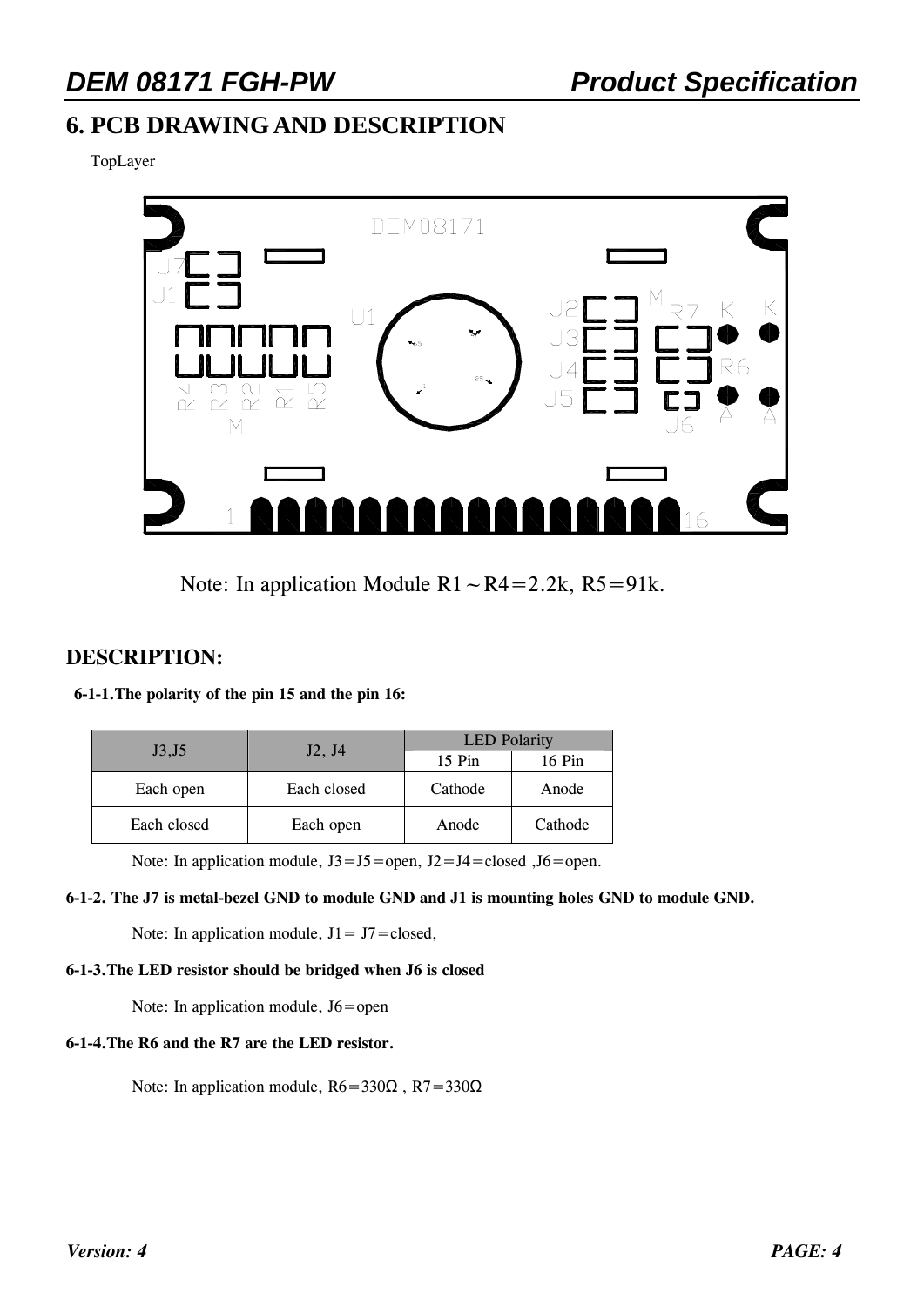# 6. PCB DRAWING AND DESCRIPTION

TopLayer

Note: In application Module R1～R4＝2.2k, R5＝91k.

## DESCRIPTION:

**6-1-1.The polarity of the pin 15 and the pin 16:**

| J3,J5 | J2, J4 | LED Polarity | |
|---|---|---|---|
| | | 15 Pin | 16 Pin |
| Each open | Each closed | Cathode | Anode |
| Each closed | Each open | Anode | Cathode |

Note: In application module, J3＝J5＝open, J2＝J4＝closed ,J6＝open.

**6-1-2. The J7 is metal-bezel GND to module GND and J1 is mounting holes GND to module GND.**

Note: In application module, J1＝ J7＝closed,

**6-1-3.The LED resistor should be bridged when J6 is closed**

Note: In application module, J6＝open

**6-1-4.The R6 and the R7 are the LED resistor.**

Note: In application module, R6＝330Ω , R7＝330Ω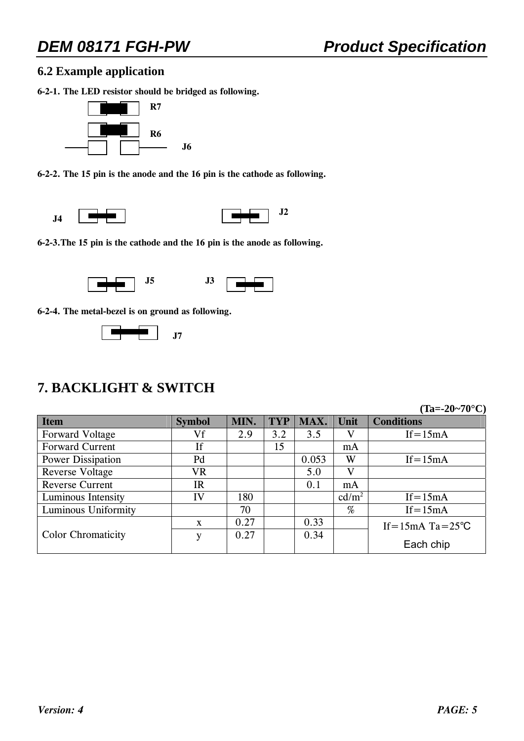## 6.2 Example application

**6-2-1. The LED resistor should be bridged as following.**

R7

R6

J6

**6-2-2. The 15 pin is the anode and the 16 pin is the cathode as following.**

J4 J2

**6-2-3.The 15 pin is the cathode and the 16 pin is the anode as following.**

J5 J3

**6-2-4. The metal-bezel is on ground as following.**

J7

# 7. BACKLIGHT & SWITCH

**(Ta=-20~70°C)**

| Item | Symbol | MIN. | TYP | MAX. | Unit | Conditions |
|---|---|---|---|---|---|---|
| Forward Voltage | Vf | 2.9 | 3.2 | 3.5 | V | If＝15mA |
| Forward Current | If | | 15 | | mA | |
| Power Dissipation | Pd | | | 0.053 | W | If＝15mA |
| Reverse Voltage | VR | | | 5.0 | V | |
| Reverse Current | IR | | | 0.1 | mA | |
| Luminous Intensity | IV | 180 | | | cd/m² | If＝15mA |
| Luminous Uniformity | | 70 | | | % | If＝15mA |
| Color Chromaticity | x | 0.27 | | 0.33 | | If＝15mA Ta＝25℃ Each chip |
| | y | 0.27 | | 0.34 | | |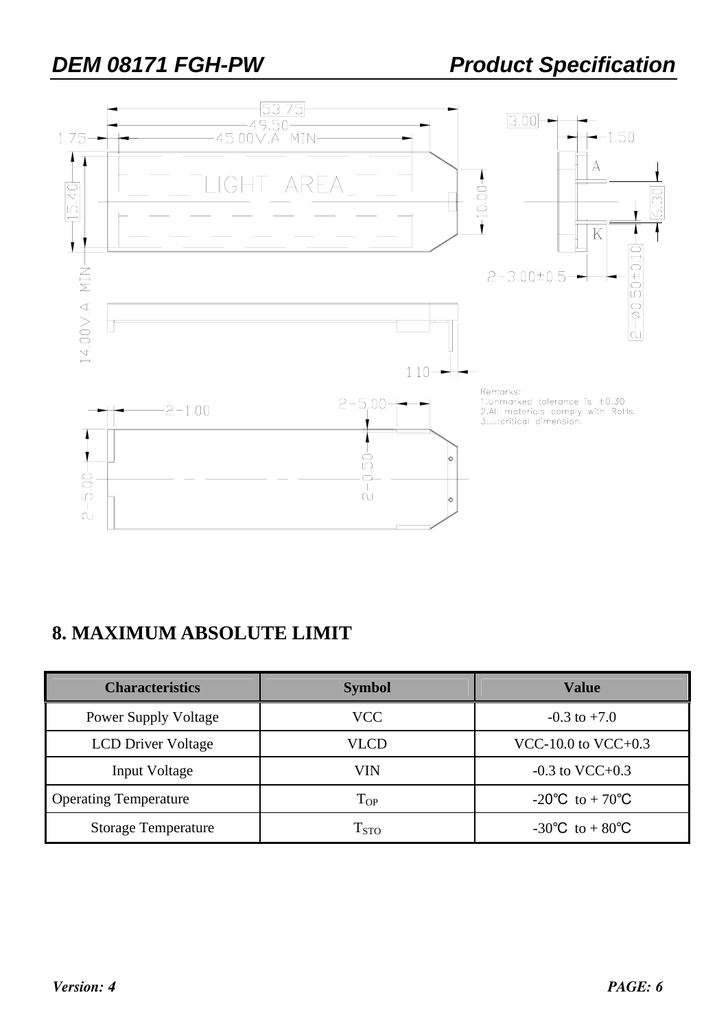Remarks:
1.Unmarked tolerance is ±0.30
2.All materials comply with RoHs.
3....:critical dimension.

## 8. MAXIMUM ABSOLUTE LIMIT

| Characteristics | Symbol | Value |
|---|---|---|
| Power Supply Voltage | VCC | -0.3 to +7.0 |
| LCD Driver Voltage | VLCD | VCC-10.0 to VCC+0.3 |
| Input Voltage | VIN | -0.3 to VCC+0.3 |
| Operating Temperature | $T_{OP}$ | -20℃ to + 70℃ |
| Storage Temperature | $T_{STO}$ | -30℃ to + 80℃ |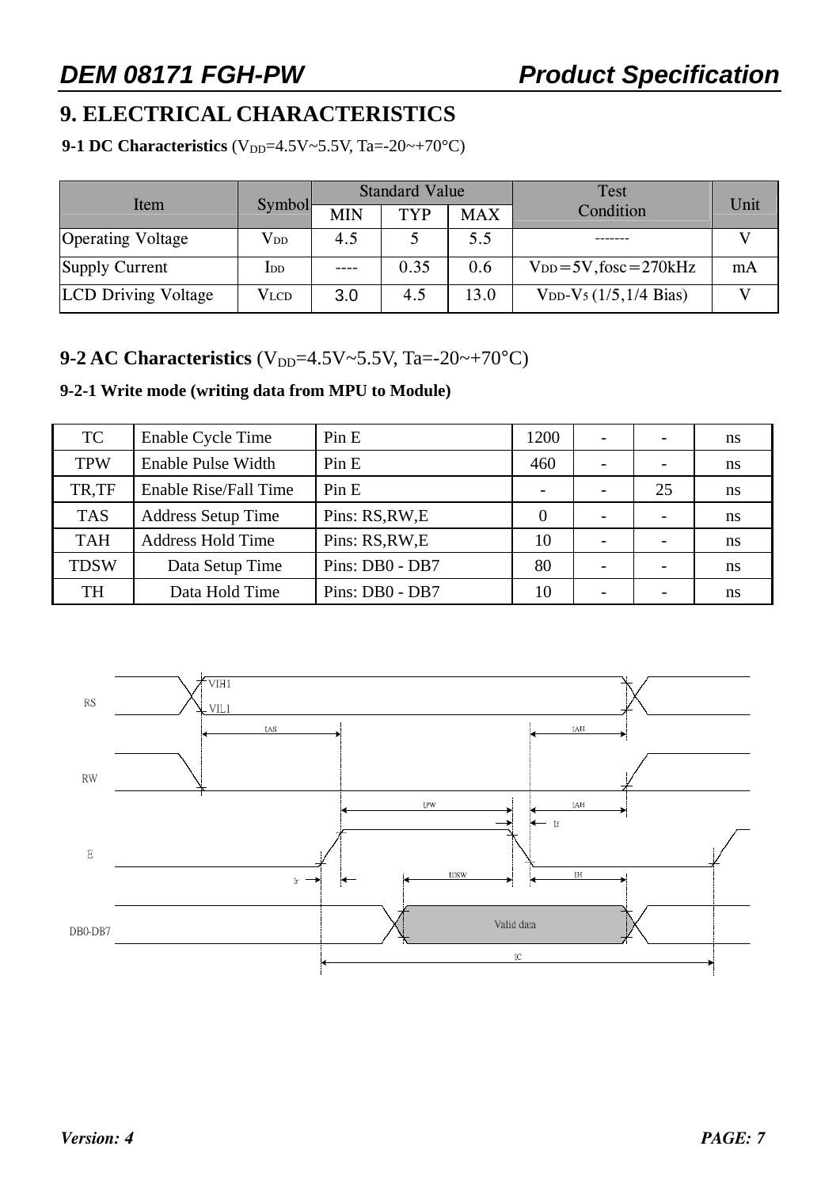## 9. ELECTRICAL CHARACTERISTICS

**9-1 DC Characteristics** ($V_{DD}$=4.5V~5.5V, Ta=-20~+70°C)

| Item | Symbol | Standard Value | | | Test Condition | Unit |
|---|---|---|---|---|---|---|
| | | MIN | TYP | MAX | | |
| Operating Voltage | $V_{DD}$ | 4.5 | 5 | 5.5 | ------- | V |
| Supply Current | $I_{DD}$ | ---- | 0.35 | 0.6 | $V_{DD}$=5V,fosc=270kHz | mA |
| LCD Driving Voltage | $V_{LCD}$ | 3.0 | 4.5 | 13.0 | $V_{DD}$-$V_5$ (1/5,1/4 Bias) | V |

### 9-2 AC Characteristics ($V_{DD}$=4.5V~5.5V, Ta=-20~+70°C)

**9-2-1 Write mode (writing data from MPU to Module)**

| TC | Enable Cycle Time | Pin E | 1200 | - | - | ns |
|---|---|---|---|---|---|---|
| TPW | Enable Pulse Width | Pin E | 460 | - | - | ns |
| TR,TF | Enable Rise/Fall Time | Pin E | - | - | 25 | ns |
| TAS | Address Setup Time | Pins: RS,RW,E | 0 | - | - | ns |
| TAH | Address Hold Time | Pins: RS,RW,E | 10 | - | - | ns |
| TDSW | Data Setup Time | Pins: DB0 - DB7 | 80 | - | - | ns |
| TH | Data Hold Time | Pins: DB0 - DB7 | 10 | - | - | ns |

RS, RW, E, DB0-DB7 — VIH1, VIL1, tAS, tAH, tPW, tf, tr, tDSW, tH, Valid data, tC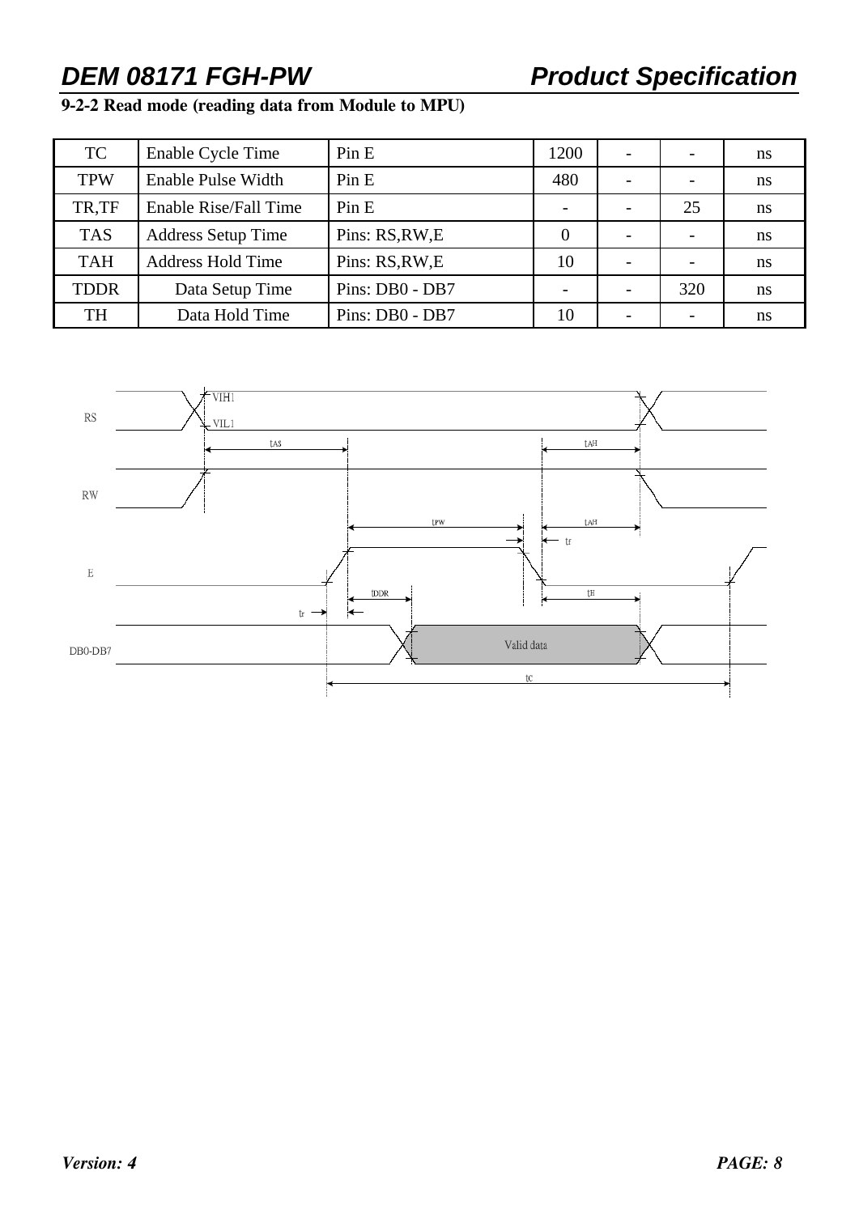## 9-2-2 Read mode (reading data from Module to MPU)

| TC | Enable Cycle Time | Pin E | 1200 | - | - | ns |
|---|---|---|---|---|---|---|
| TPW | Enable Pulse Width | Pin E | 480 | - | - | ns |
| TR,TF | Enable Rise/Fall Time | Pin E | - | - | 25 | ns |
| TAS | Address Setup Time | Pins: RS,RW,E | 0 | - | - | ns |
| TAH | Address Hold Time | Pins: RS,RW,E | 10 | - | - | ns |
| TDDR | Data Setup Time | Pins: DB0 - DB7 | - | - | 320 | ns |
| TH | Data Hold Time | Pins: DB0 - DB7 | 10 | - | - | ns |

RS VIH1 VIL1 tAS tAH

RW

tPW tAH

tf

E

tDDR tH

tr

DB0-DB7 Valid data

tC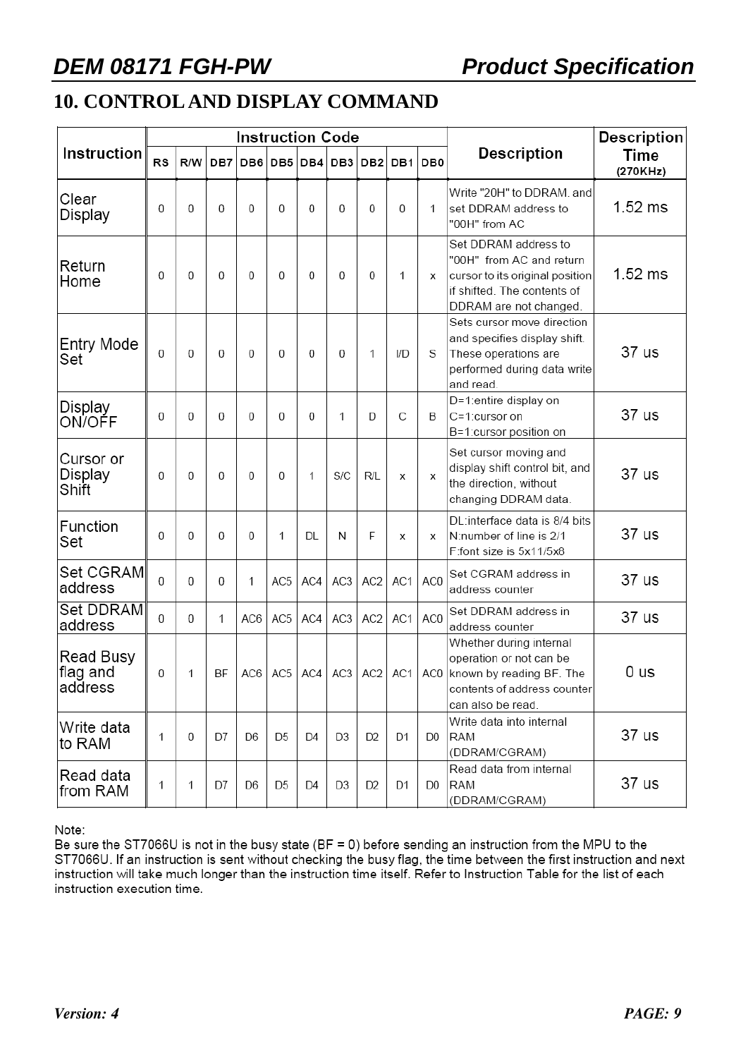## 10. CONTROL AND DISPLAY COMMAND

| Instruction | Instruction Code | | | | | | | | | | Description | Description Time (270KHz) |
|---|---|---|---|---|---|---|---|---|---|---|---|---|
| | RS | R/W | DB7 | DB6 | DB5 | DB4 | DB3 | DB2 | DB1 | DB0 | | |
| Clear Display | 0 | 0 | 0 | 0 | 0 | 0 | 0 | 0 | 0 | 1 | Write "20H" to DDRAM. and set DDRAM address to "00H" from AC | 1.52 ms |
| Return Home | 0 | 0 | 0 | 0 | 0 | 0 | 0 | 0 | 1 | x | Set DDRAM address to "00H" from AC and return cursor to its original position if shifted. The contents of DDRAM are not changed. | 1.52 ms |
| Entry Mode Set | 0 | 0 | 0 | 0 | 0 | 0 | 0 | 1 | I/D | S | Sets cursor move direction and specifies display shift. These operations are performed during data write and read. | 37 us |
| Display ON/OFF | 0 | 0 | 0 | 0 | 0 | 0 | 1 | D | C | B | D=1:entire display on C=1:cursor on B=1:cursor position on | 37 us |
| Cursor or Display Shift | 0 | 0 | 0 | 0 | 0 | 1 | S/C | R/L | x | x | Set cursor moving and display shift control bit, and the direction, without changing DDRAM data. | 37 us |
| Function Set | 0 | 0 | 0 | 0 | 1 | DL | N | F | x | x | DL:interface data is 8/4 bits N:number of line is 2/1 F:font size is 5x11/5x8 | 37 us |
| Set CGRAM address | 0 | 0 | 0 | 1 | AC5 | AC4 | AC3 | AC2 | AC1 | AC0 | Set CGRAM address in address counter | 37 us |
| Set DDRAM address | 0 | 0 | 1 | AC6 | AC5 | AC4 | AC3 | AC2 | AC1 | AC0 | Set DDRAM address in address counter | 37 us |
| Read Busy flag and address | 0 | 1 | BF | AC6 | AC5 | AC4 | AC3 | AC2 | AC1 | AC0 | Whether during internal operation or not can be known by reading BF. The contents of address counter can also be read. | 0 us |
| Write data to RAM | 1 | 0 | D7 | D6 | D5 | D4 | D3 | D2 | D1 | D0 | Write data into internal RAM (DDRAM/CGRAM) | 37 us |
| Read data from RAM | 1 | 1 | D7 | D6 | D5 | D4 | D3 | D2 | D1 | D0 | Read data from internal RAM (DDRAM/CGRAM) | 37 us |

Note:
Be sure the ST7066U is not in the busy state (BF = 0) before sending an instruction from the MPU to the ST7066U. If an instruction is sent without checking the busy flag, the time between the first instruction and next instruction will take much longer than the instruction time itself. Refer to Instruction Table for the list of each instruction execution time.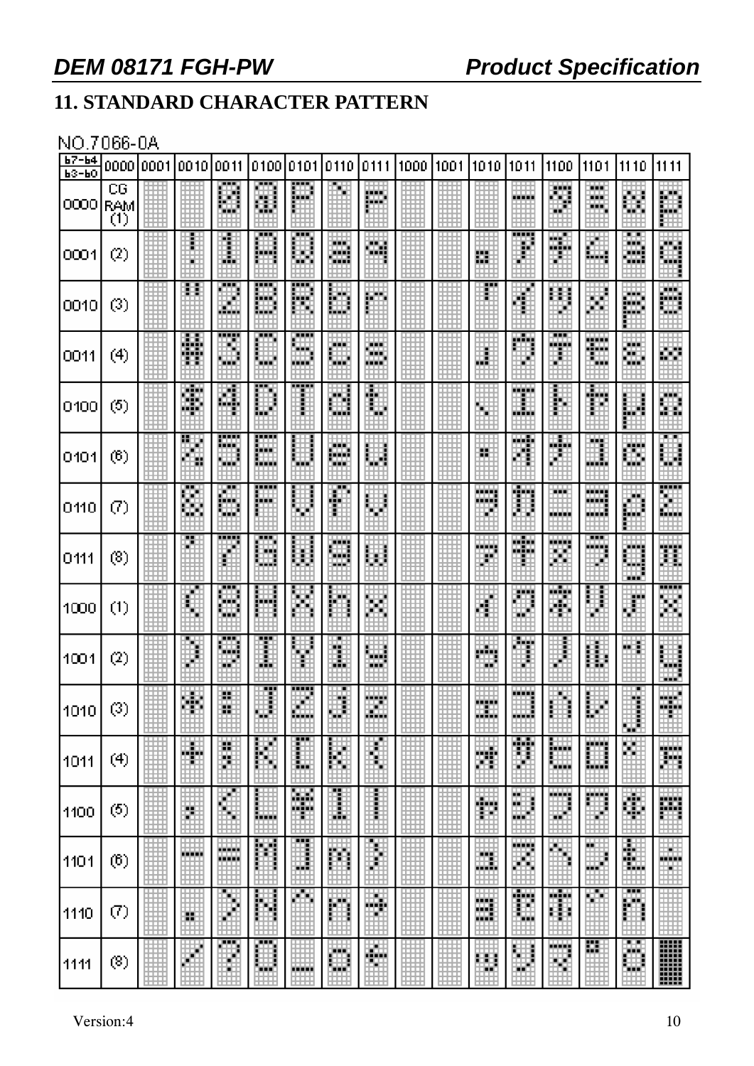## 11. STANDARD CHARACTER PATTERN

NO.7066-0A

| b7-b4 / b3-b0 | 0000 | 0001 | 0010 | 0011 | 0100 | 0101 | 0110 | 0111 | 1000 | 1001 | 1010 | 1011 | 1100 | 1101 | 1110 | 1111 |
|---|---|---|---|---|---|---|---|---|---|---|---|---|---|---|---|---|
| 0000 | CG RAM (1) | | | 0 | @ | P | ` | p | | | | ー | タ | ミ | α | p |
| 0001 | (2) | | ! | 1 | A | Q | a | q | | | 。 | ア | チ | ム | ä | q |
| 0010 | (3) | | " | 2 | B | R | b | r | | | 「 | イ | ツ | メ | β | θ |
| 0011 | (4) | | # | 3 | C | S | c | s | | | 」 | ウ | テ | モ | ε | ∞ |
| 0100 | (5) | | $ | 4 | D | T | d | t | | | 、 | エ | ト | ヤ | μ | Ω |
| 0101 | (6) | | % | 5 | E | U | e | u | | | ・ | オ | ナ | ユ | σ | ü |
| 0110 | (7) | | & | 6 | F | V | f | v | | | ヲ | カ | ニ | ヨ | ρ | Σ |
| 0111 | (8) | | ' | 7 | G | W | g | w | | | ァ | キ | ヌ | ラ | g | π |
| 1000 | (1) | | ( | 8 | H | X | h | x | | | ィ | ク | ネ | リ | √ | x̄ |
| 1001 | (2) | | ) | 9 | I | Y | i | y | | | ゥ | ケ | ノ | ル | ⁻¹ | y |
| 1010 | (3) | | * | : | J | Z | j | z | | | ェ | コ | ハ | レ | j | 千 |
| 1011 | (4) | | + | ; | K | [ | k | { | | | ォ | サ | ヒ | ロ | × | 万 |
| 1100 | (5) | | , | < | L | ¥ | l | \| | | | ャ | シ | フ | ワ | ¢ | 円 |
| 1101 | (6) | | - | = | M | ] | m | } | | | ュ | ス | ヘ | ン | £ | ÷ |
| 1110 | (7) | | . | > | N | ^ | n | → | | | ョ | セ | ホ | ゛ | ñ | |
| 1111 | (8) | | / | ? | O | _ | o | ← | | | ッ | ソ | マ | ゜ | ö | █ |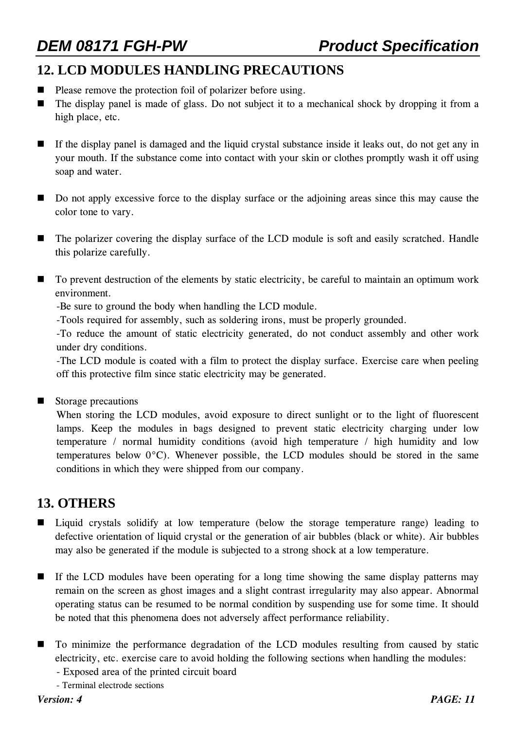## 12. LCD MODULES HANDLING PRECAUTIONS

- Please remove the protection foil of polarizer before using.
- The display panel is made of glass. Do not subject it to a mechanical shock by dropping it from a high place, etc.

- If the display panel is damaged and the liquid crystal substance inside it leaks out, do not get any in your mouth. If the substance come into contact with your skin or clothes promptly wash it off using soap and water.

- Do not apply excessive force to the display surface or the adjoining areas since this may cause the color tone to vary.

- The polarizer covering the display surface of the LCD module is soft and easily scratched. Handle this polarize carefully.

- To prevent destruction of the elements by static electricity, be careful to maintain an optimum work environment.
  -Be sure to ground the body when handling the LCD module.
  -Tools required for assembly, such as soldering irons, must be properly grounded.
  -To reduce the amount of static electricity generated, do not conduct assembly and other work under dry conditions.
  -The LCD module is coated with a film to protect the display surface. Exercise care when peeling off this protective film since static electricity may be generated.

- Storage precautions
  When storing the LCD modules, avoid exposure to direct sunlight or to the light of fluorescent lamps. Keep the modules in bags designed to prevent static electricity charging under low temperature / normal humidity conditions (avoid high temperature / high humidity and low temperatures below 0°C). Whenever possible, the LCD modules should be stored in the same conditions in which they were shipped from our company.

## 13. OTHERS

- Liquid crystals solidify at low temperature (below the storage temperature range) leading to defective orientation of liquid crystal or the generation of air bubbles (black or white). Air bubbles may also be generated if the module is subjected to a strong shock at a low temperature.

- If the LCD modules have been operating for a long time showing the same display patterns may remain on the screen as ghost images and a slight contrast irregularity may also appear. Abnormal operating status can be resumed to be normal condition by suspending use for some time. It should be noted that this phenomena does not adversely affect performance reliability.

- To minimize the performance degradation of the LCD modules resulting from caused by static electricity, etc. exercise care to avoid holding the following sections when handling the modules:
  - Exposed area of the printed circuit board
  - Terminal electrode sections